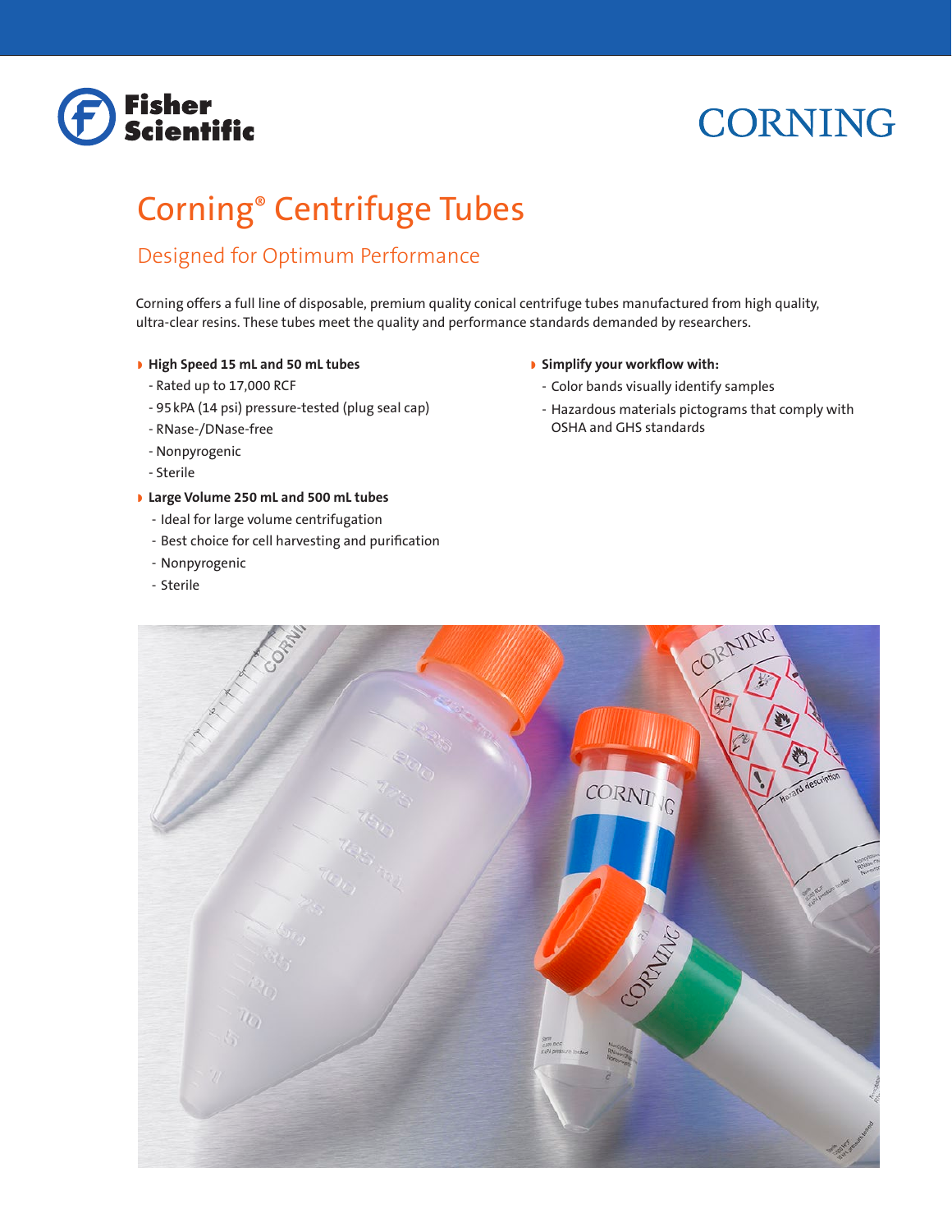Fisher Scientific

CORNING

# Corning® Centrifuge Tubes

## Designed for Optimum Performance

Corning offers a full line of disposable, premium quality conical centrifuge tubes manufactured from high quality, ultra-clear resins. These tubes meet the quality and performance standards demanded by researchers.

- **High Speed 15 mL and 50 mL tubes**
  - Rated up to 17,000 RCF
  - 95 kPA (14 psi) pressure-tested (plug seal cap)
  - RNase-/DNase-free
  - Nonpyrogenic
  - Sterile
- **Large Volume 250 mL and 500 mL tubes**
  - Ideal for large volume centrifugation
  - Best choice for cell harvesting and purification
  - Nonpyrogenic
  - Sterile
- **Simplify your workflow with:**
  - Color bands visually identify samples
  - Hazardous materials pictograms that comply with OSHA and GHS standards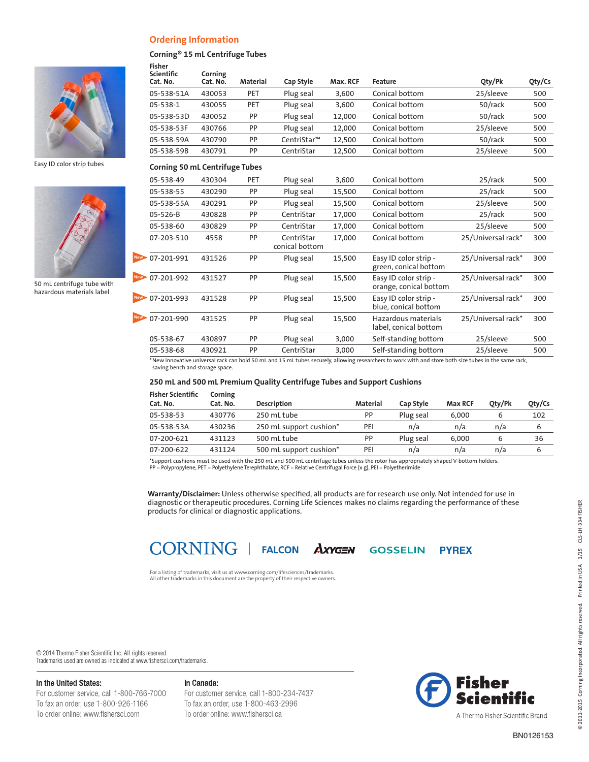## Ordering Information

### Corning® 15 mL Centrifuge Tubes

| Fisher Scientific Cat. No. | Corning Cat. No. | Material | Cap Style | Max. RCF | Feature | Qty/Pk | Qty/Cs |
|---|---|---|---|---|---|---|---|
| 05-538-51A | 430053 | PET | Plug seal | 3,600 | Conical bottom | 25/sleeve | 500 |
| 05-538-1 | 430055 | PET | Plug seal | 3,600 | Conical bottom | 50/rack | 500 |
| 05-538-53D | 430052 | PP | Plug seal | 12,000 | Conical bottom | 50/rack | 500 |
| 05-538-53F | 430766 | PP | Plug seal | 12,000 | Conical bottom | 25/sleeve | 500 |
| 05-538-59A | 430790 | PP | CentriStar™ | 12,500 | Conical bottom | 50/rack | 500 |
| 05-538-59B | 430791 | PP | CentriStar | 12,500 | Conical bottom | 25/sleeve | 500 |

Easy ID color strip tubes

### Corning 50 mL Centrifuge Tubes

| Fisher Scientific Cat. No. | Corning Cat. No. | Material | Cap Style | Max. RCF | Feature | Qty/Pk | Qty/Cs |
|---|---|---|---|---|---|---|---|
| 05-538-49 | 430304 | PET | Plug seal | 3,600 | Conical bottom | 25/rack | 500 |
| 05-538-55 | 430290 | PP | Plug seal | 15,500 | Conical bottom | 25/rack | 500 |
| 05-538-55A | 430291 | PP | Plug seal | 15,500 | Conical bottom | 25/sleeve | 500 |
| 05-526-B | 430828 | PP | CentriStar | 17,000 | Conical bottom | 25/rack | 500 |
| 05-538-60 | 430829 | PP | CentriStar | 17,000 | Conical bottom | 25/sleeve | 500 |
| 07-203-510 | 4558 | PP | CentriStar conical bottom | 17,000 | Conical bottom | 25/Universal rack* | 300 |
| New 07-201-991 | 431526 | PP | Plug seal | 15,500 | Easy ID color strip - green, conical bottom | 25/Universal rack* | 300 |
| New 07-201-992 | 431527 | PP | Plug seal | 15,500 | Easy ID color strip - orange, conical bottom | 25/Universal rack* | 300 |
| New 07-201-993 | 431528 | PP | Plug seal | 15,500 | Easy ID color strip - blue, conical bottom | 25/Universal rack* | 300 |
| New 07-201-990 | 431525 | PP | Plug seal | 15,500 | Hazardous materials label, conical bottom | 25/Universal rack* | 300 |
| 05-538-67 | 430897 | PP | Plug seal | 3,000 | Self-standing bottom | 25/sleeve | 500 |
| 05-538-68 | 430921 | PP | CentriStar | 3,000 | Self-standing bottom | 25/sleeve | 500 |

*New innovative universal rack can hold 50 mL and 15 mL tubes securely, allowing researchers to work with and store both size tubes in the same rack, saving bench and storage space.

50 mL centrifuge tube with hazardous materials label

### 250 mL and 500 mL Premium Quality Centrifuge Tubes and Support Cushions

| Fisher Scientific Cat. No. | Corning Cat. No. | Description | Material | Cap Style | Max RCF | Qty/Pk | Qty/Cs |
|---|---|---|---|---|---|---|---|
| 05-538-53 | 430776 | 250 mL tube | PP | Plug seal | 6,000 | 6 | 102 |
| 05-538-53A | 430236 | 250 mL support cushion* | PEI | n/a | n/a | n/a | 6 |
| 07-200-621 | 431123 | 500 mL tube | PP | Plug seal | 6,000 | 6 | 36 |
| 07-200-622 | 431124 | 500 mL support cushion* | PEI | n/a | n/a | n/a | 6 |

*Support cushions must be used with the 250 mL and 500 mL centrifuge tubes unless the rotor has appropriately shaped V-bottom holders.
PP = Polypropylene, PET = Polyethylene Terephthalate, RCF = Relative Centrifugal Force (x g), PEI = Polyetherimide

**Warranty/Disclaimer:** Unless otherwise specified, all products are for research use only. Not intended for use in diagnostic or therapeutic procedures. Corning Life Sciences makes no claims regarding the performance of these products for clinical or diagnostic applications.

CORNING | FALCON AXYGEN GOSSELIN PYREX

For a listing of trademarks, visit us at www.corning.com/lifesciences/trademarks.
All other trademarks in this document are the property of their respective owners.

© 2014 Thermo Fisher Scientific Inc. All rights reserved.
Trademarks used are owned as indicated at www.fishersci.com/trademarks.

**In the United States:**
For customer service, call 1-800-766-7000
To fax an order, use 1-800-926-1166
To order online: www.fishersci.com

**In Canada:**
For customer service, call 1-800-234-7437
To fax an order, use 1-800-463-2996
To order online: www.fishersci.ca

Fisher Scientific
A Thermo Fisher Scientific Brand

© 2011-2015 Corning Incorporated. All rights reserved. Printed in USA 1/15 CLS-LH-334 FISHER

BN0126153